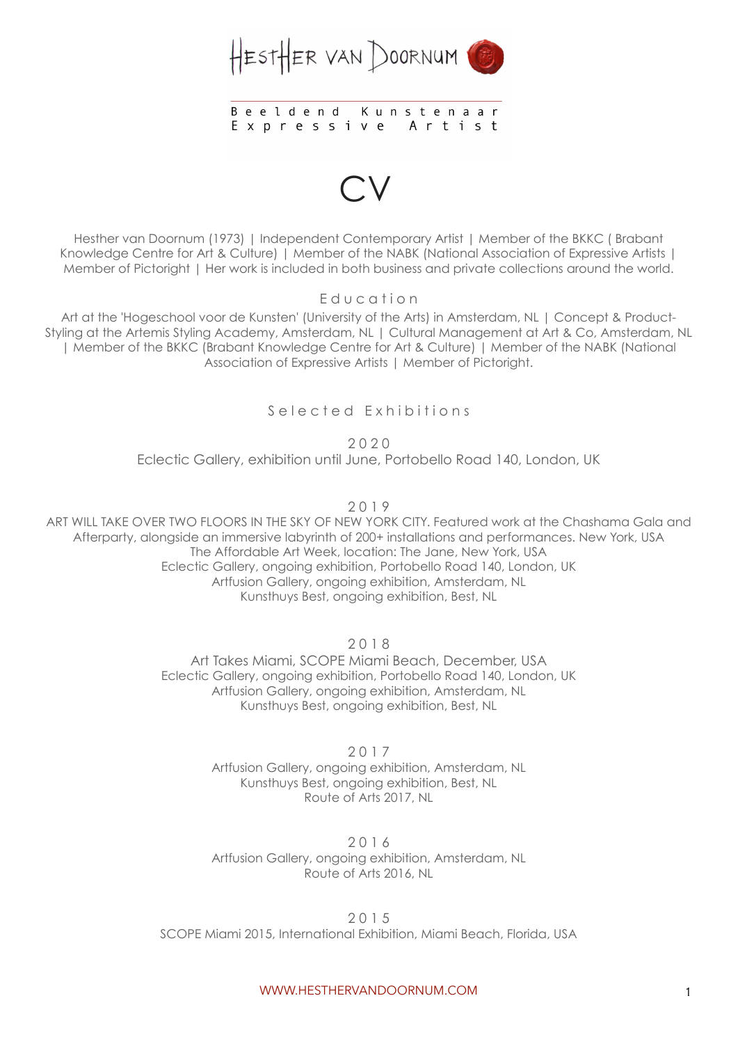HESTHER VAN DOORNUM

Beeldend Kunstenaar
Expressive Artist

# CV

Hesther van Doornum (1973) | Independent Contemporary Artist | Member of the BKKC ( Brabant Knowledge Centre for Art & Culture) | Member of the NABK (National Association of Expressive Artists | Member of Pictoright | Her work is included in both business and private collections around the world.

## Education

Art at the 'Hogeschool voor de Kunsten' (University of the Arts) in Amsterdam, NL | Concept & Product-Styling at the Artemis Styling Academy, Amsterdam, NL | Cultural Management at Art & Co, Amsterdam, NL | Member of the BKKC (Brabant Knowledge Centre for Art & Culture) | Member of the NABK (National Association of Expressive Artists | Member of Pictoright.

## Selected Exhibitions

### 2020

Eclectic Gallery, exhibition until June, Portobello Road 140, London, UK

### 2019

ART WILL TAKE OVER TWO FLOORS IN THE SKY OF NEW YORK CITY. Featured work at the Chashama Gala and Afterparty, alongside an immersive labyrinth of 200+ installations and performances. New York, USA
The Affordable Art Week, location: The Jane, New York, USA
Eclectic Gallery, ongoing exhibition, Portobello Road 140, London, UK
Artfusion Gallery, ongoing exhibition, Amsterdam, NL
Kunsthuys Best, ongoing exhibition, Best, NL

### 2018

Art Takes Miami, SCOPE Miami Beach, December, USA
Eclectic Gallery, ongoing exhibition, Portobello Road 140, London, UK
Artfusion Gallery, ongoing exhibition, Amsterdam, NL
Kunsthuys Best, ongoing exhibition, Best, NL

### 2017

Artfusion Gallery, ongoing exhibition, Amsterdam, NL
Kunsthuys Best, ongoing exhibition, Best, NL
Route of Arts 2017, NL

### 2016

Artfusion Gallery, ongoing exhibition, Amsterdam, NL
Route of Arts 2016, NL

### 2015

SCOPE Miami 2015, International Exhibition, Miami Beach, Florida, USA

WWW.HESTHERVANDOORNUM.COM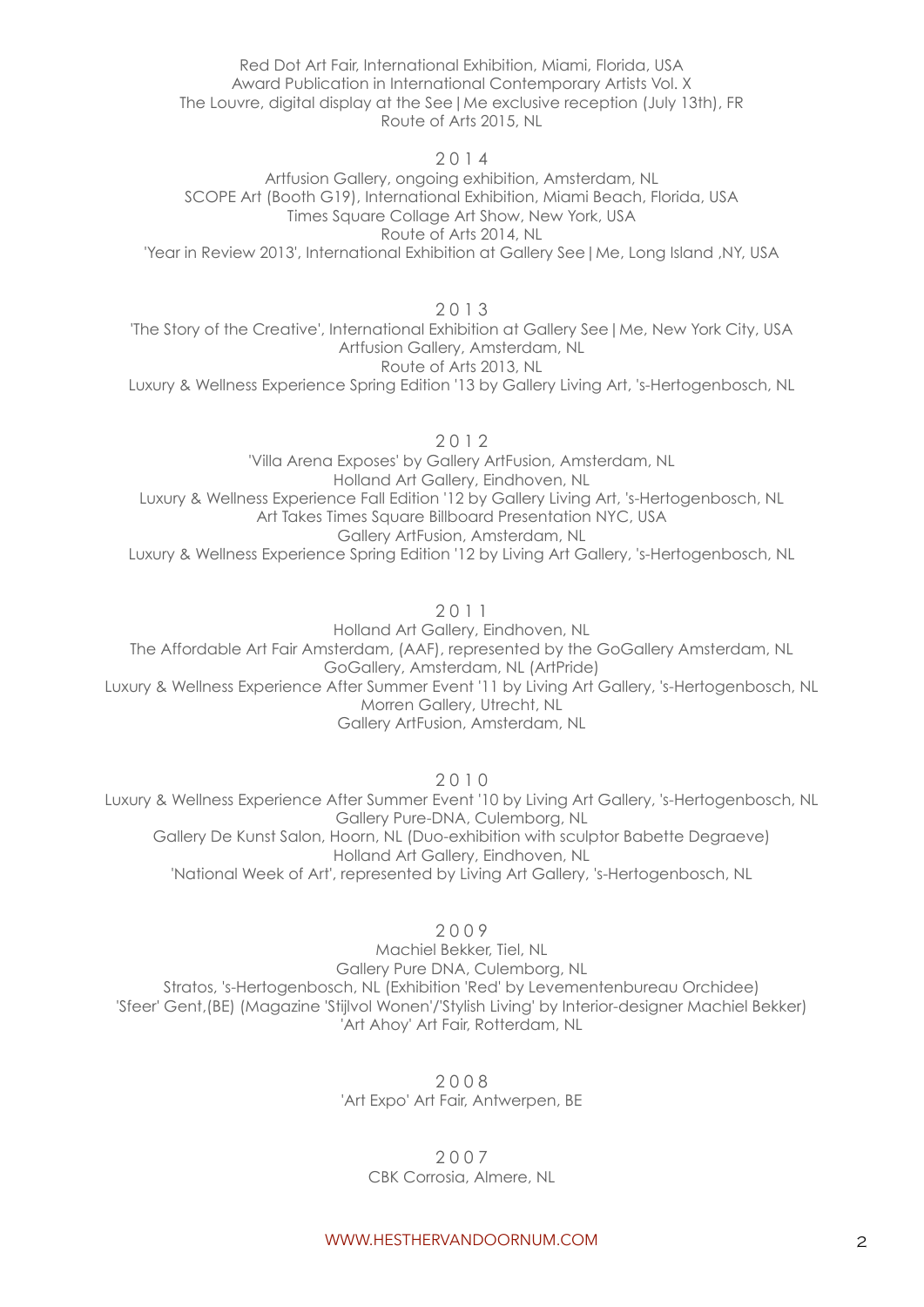Red Dot Art Fair, International Exhibition, Miami, Florida, USA
Award Publication in International Contemporary Artists Vol. X
The Louvre, digital display at the See|Me exclusive reception (July 13th), FR
Route of Arts 2015, NL

## 2014

Artfusion Gallery, ongoing exhibition, Amsterdam, NL
SCOPE Art (Booth G19), International Exhibition, Miami Beach, Florida, USA
Times Square Collage Art Show, New York, USA
Route of Arts 2014, NL
'Year in Review 2013', International Exhibition at Gallery See|Me, Long Island ,NY, USA

## 2013

'The Story of the Creative', International Exhibition at Gallery See|Me, New York City, USA
Artfusion Gallery, Amsterdam, NL
Route of Arts 2013, NL
Luxury & Wellness Experience Spring Edition '13 by Gallery Living Art, 's-Hertogenbosch, NL

## 2012

'Villa Arena Exposes' by Gallery ArtFusion, Amsterdam, NL
Holland Art Gallery, Eindhoven, NL
Luxury & Wellness Experience Fall Edition '12 by Gallery Living Art, 's-Hertogenbosch, NL
Art Takes Times Square Billboard Presentation NYC, USA
Gallery ArtFusion, Amsterdam, NL
Luxury & Wellness Experience Spring Edition '12 by Living Art Gallery, 's-Hertogenbosch, NL

## 2011

Holland Art Gallery, Eindhoven, NL
The Affordable Art Fair Amsterdam, (AAF), represented by the GoGallery Amsterdam, NL
GoGallery, Amsterdam, NL (ArtPride)
Luxury & Wellness Experience After Summer Event '11 by Living Art Gallery, 's-Hertogenbosch, NL
Morren Gallery, Utrecht, NL
Gallery ArtFusion, Amsterdam, NL

## 2010

Luxury & Wellness Experience After Summer Event '10 by Living Art Gallery, 's-Hertogenbosch, NL
Gallery Pure-DNA, Culemborg, NL
Gallery De Kunst Salon, Hoorn, NL (Duo-exhibition with sculptor Babette Degraeve)
Holland Art Gallery, Eindhoven, NL
'National Week of Art', represented by Living Art Gallery, 's-Hertogenbosch, NL

## 2009

Machiel Bekker, Tiel, NL
Gallery Pure DNA, Culemborg, NL
Stratos, 's-Hertogenbosch, NL (Exhibition 'Red' by Levementenbureau Orchidee)
'Sfeer' Gent,(BE) (Magazine 'Stijlvol Wonen'/'Stylish Living' by Interior-designer Machiel Bekker)
'Art Ahoy' Art Fair, Rotterdam, NL

## 2008

'Art Expo' Art Fair, Antwerpen, BE

## 2007

CBK Corrosia, Almere, NL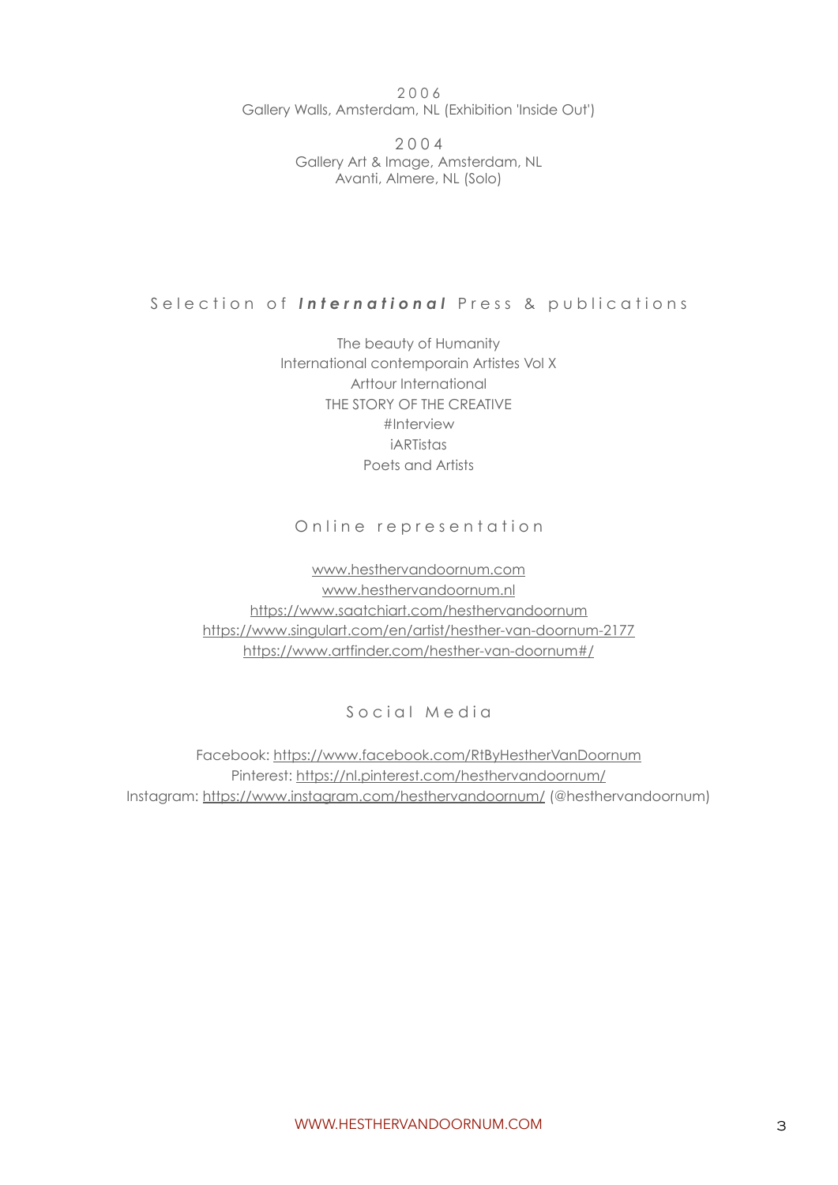2006

Gallery Walls, Amsterdam, NL (Exhibition 'Inside Out')

2004

Gallery Art & Image, Amsterdam, NL
Avanti, Almere, NL (Solo)

## Selection of ***International*** Press & publications

The beauty of Humanity
International contemporain Artistes Vol X
Arttour International
THE STORY OF THE CREATIVE
#Interview
iARTistas
Poets and Artists

## Online representation

www.hesthervandoornum.com
www.hesthervandoornum.nl
https://www.saatchiart.com/hesthervandoornum
https://www.singulart.com/en/artist/hesther-van-doornum-2177
https://www.artfinder.com/hesther-van-doornum#/

## Social Media

Facebook: https://www.facebook.com/RtByHestherVanDoornum
Pinterest: https://nl.pinterest.com/hesthervandoornum/
Instagram: https://www.instagram.com/hesthervandoornum/ (@hesthervandoornum)